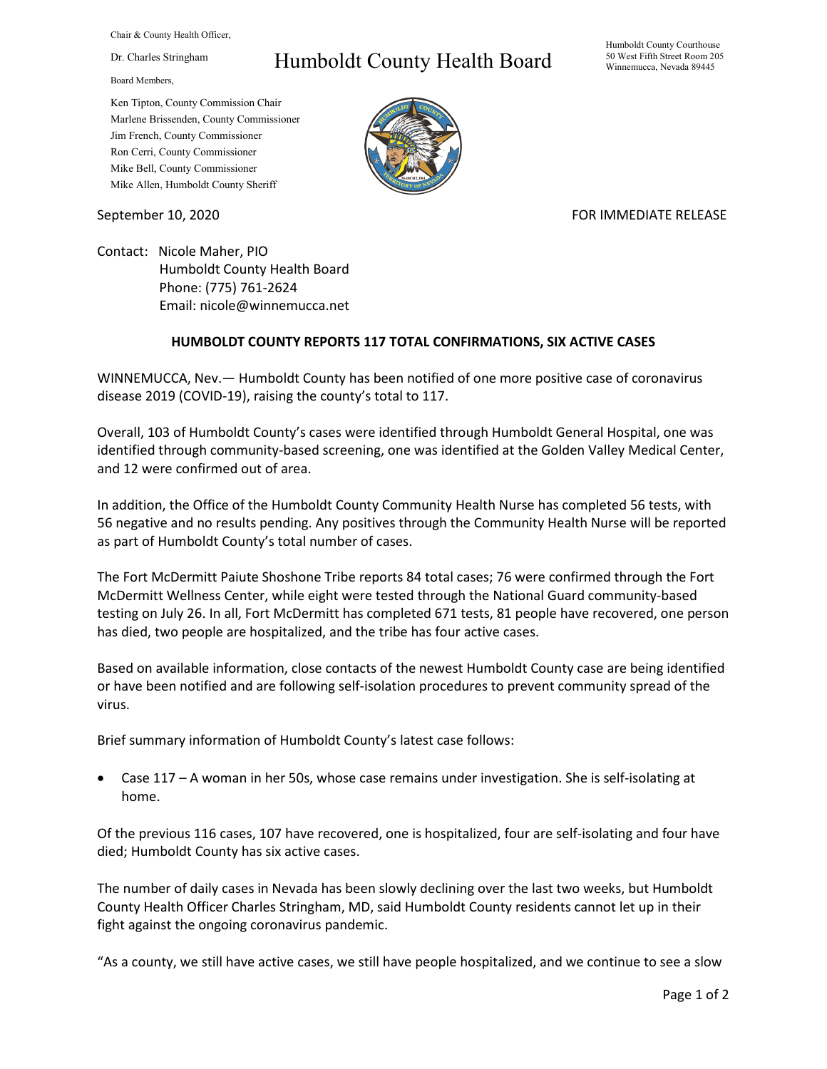Chair & County Health Officer,

Dr. Charles Stringham

Board Members,

Ken Tipton, County Commission Chair
Marlene Brissenden, County Commissioner
Jim French, County Commissioner
Ron Cerri, County Commissioner
Mike Bell, County Commissioner
Mike Allen, Humboldt County Sheriff

# Humboldt County Health Board

Humboldt County Courthouse
50 West Fifth Street Room 205
Winnemucca, Nevada 89445

September 10, 2020

FOR IMMEDIATE RELEASE

Contact: Nicole Maher, PIO
Humboldt County Health Board
Phone: (775) 761-2624
Email: nicole@winnemucca.net

**HUMBOLDT COUNTY REPORTS 117 TOTAL CONFIRMATIONS, SIX ACTIVE CASES**

WINNEMUCCA, Nev.— Humboldt County has been notified of one more positive case of coronavirus disease 2019 (COVID-19), raising the county's total to 117.

Overall, 103 of Humboldt County's cases were identified through Humboldt General Hospital, one was identified through community-based screening, one was identified at the Golden Valley Medical Center, and 12 were confirmed out of area.

In addition, the Office of the Humboldt County Community Health Nurse has completed 56 tests, with 56 negative and no results pending. Any positives through the Community Health Nurse will be reported as part of Humboldt County's total number of cases.

The Fort McDermitt Paiute Shoshone Tribe reports 84 total cases; 76 were confirmed through the Fort McDermitt Wellness Center, while eight were tested through the National Guard community-based testing on July 26. In all, Fort McDermitt has completed 671 tests, 81 people have recovered, one person has died, two people are hospitalized, and the tribe has four active cases.

Based on available information, close contacts of the newest Humboldt County case are being identified or have been notified and are following self-isolation procedures to prevent community spread of the virus.

Brief summary information of Humboldt County's latest case follows:

- Case 117 – A woman in her 50s, whose case remains under investigation. She is self-isolating at home.

Of the previous 116 cases, 107 have recovered, one is hospitalized, four are self-isolating and four have died; Humboldt County has six active cases.

The number of daily cases in Nevada has been slowly declining over the last two weeks, but Humboldt County Health Officer Charles Stringham, MD, said Humboldt County residents cannot let up in their fight against the ongoing coronavirus pandemic.

"As a county, we still have active cases, we still have people hospitalized, and we continue to see a slow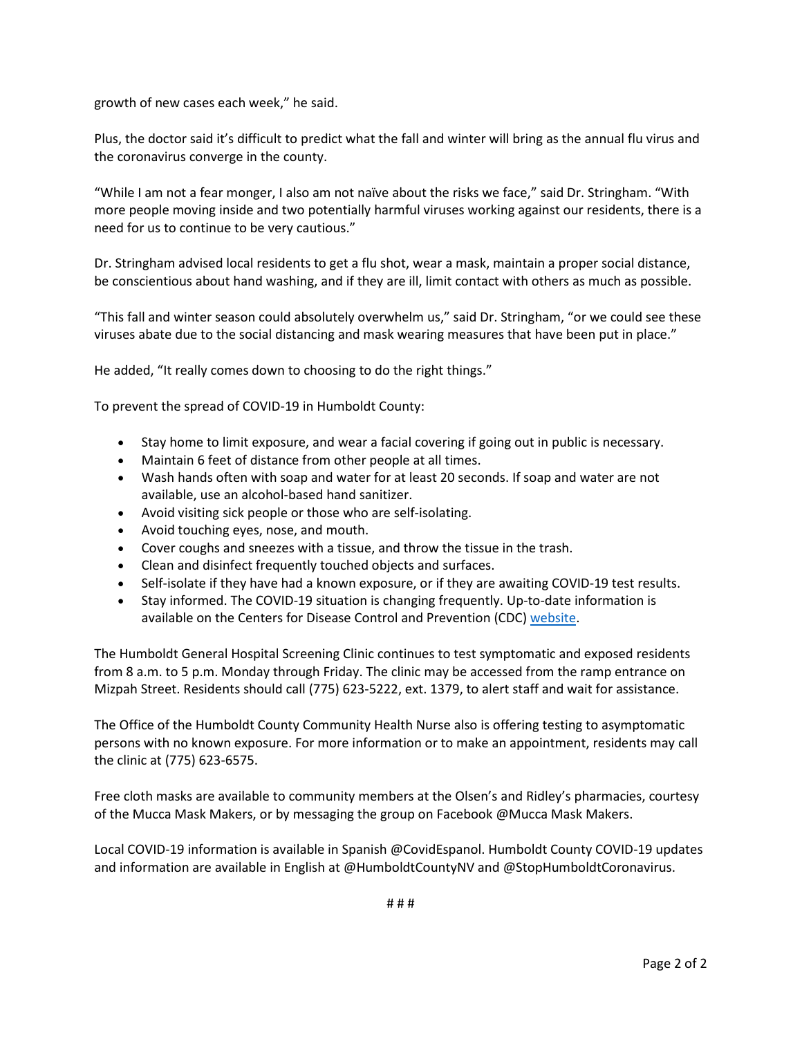growth of new cases each week," he said.

Plus, the doctor said it's difficult to predict what the fall and winter will bring as the annual flu virus and the coronavirus converge in the county.

"While I am not a fear monger, I also am not naïve about the risks we face," said Dr. Stringham. "With more people moving inside and two potentially harmful viruses working against our residents, there is a need for us to continue to be very cautious."

Dr. Stringham advised local residents to get a flu shot, wear a mask, maintain a proper social distance, be conscientious about hand washing, and if they are ill, limit contact with others as much as possible.

"This fall and winter season could absolutely overwhelm us," said Dr. Stringham, "or we could see these viruses abate due to the social distancing and mask wearing measures that have been put in place."

He added, "It really comes down to choosing to do the right things."

To prevent the spread of COVID-19 in Humboldt County:

- Stay home to limit exposure, and wear a facial covering if going out in public is necessary.
- Maintain 6 feet of distance from other people at all times.
- Wash hands often with soap and water for at least 20 seconds. If soap and water are not available, use an alcohol-based hand sanitizer.
- Avoid visiting sick people or those who are self-isolating.
- Avoid touching eyes, nose, and mouth.
- Cover coughs and sneezes with a tissue, and throw the tissue in the trash.
- Clean and disinfect frequently touched objects and surfaces.
- Self-isolate if they have had a known exposure, or if they are awaiting COVID-19 test results.
- Stay informed. The COVID-19 situation is changing frequently. Up-to-date information is available on the Centers for Disease Control and Prevention (CDC) website.

The Humboldt General Hospital Screening Clinic continues to test symptomatic and exposed residents from 8 a.m. to 5 p.m. Monday through Friday. The clinic may be accessed from the ramp entrance on Mizpah Street. Residents should call (775) 623-5222, ext. 1379, to alert staff and wait for assistance.

The Office of the Humboldt County Community Health Nurse also is offering testing to asymptomatic persons with no known exposure. For more information or to make an appointment, residents may call the clinic at (775) 623-6575.

Free cloth masks are available to community members at the Olsen's and Ridley's pharmacies, courtesy of the Mucca Mask Makers, or by messaging the group on Facebook @Mucca Mask Makers.

Local COVID-19 information is available in Spanish @CovidEspanol. Humboldt County COVID-19 updates and information are available in English at @HumboldtCountyNV and @StopHumboldtCoronavirus.

# # #